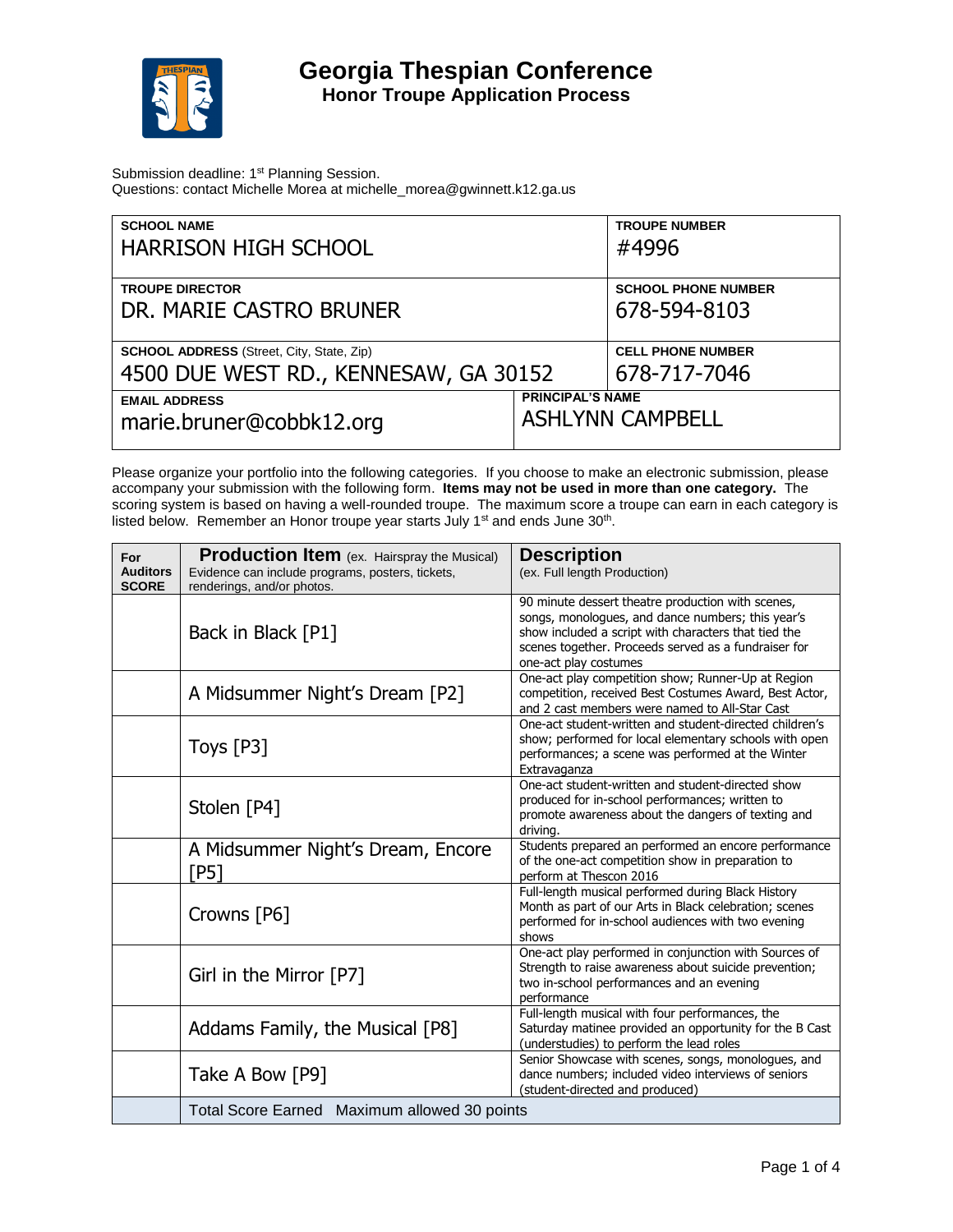# Georgia Thespian Conference

## Honor Troupe Application Process

Submission deadline: 1st Planning Session.
Questions: contact Michelle Morea at michelle_morea@gwinnett.k12.ga.us

| SCHOOL NAME | TROUPE NUMBER |
|---|---|
| HARRISON HIGH SCHOOL | #4996 |
| **TROUPE DIRECTOR** | **SCHOOL PHONE NUMBER** |
| DR. MARIE CASTRO BRUNER | 678-594-8103 |
| **SCHOOL ADDRESS** (Street, City, State, Zip) | **CELL PHONE NUMBER** |
| 4500 DUE WEST RD., KENNESAW, GA 30152 | 678-717-7046 |
| **EMAIL ADDRESS** | **PRINCIPAL'S NAME** |
| marie.bruner@cobbk12.org | ASHLYNN CAMPBELL |

Please organize your portfolio into the following categories. If you choose to make an electronic submission, please accompany your submission with the following form. **Items may not be used in more than one category.** The scoring system is based on having a well-rounded troupe. The maximum score a troupe can earn in each category is listed below. Remember an Honor troupe year starts July 1st and ends June 30th.

| For Auditors SCORE | **Production Item** (ex. Hairspray the Musical) Evidence can include programs, posters, tickets, renderings, and/or photos. | **Description** (ex. Full length Production) |
|---|---|---|
| | Back in Black [P1] | 90 minute dessert theatre production with scenes, songs, monologues, and dance numbers; this year's show included a script with characters that tied the scenes together. Proceeds served as a fundraiser for one-act play costumes |
| | A Midsummer Night's Dream [P2] | One-act play competition show; Runner-Up at Region competition, received Best Costumes Award, Best Actor, and 2 cast members were named to All-Star Cast |
| | Toys [P3] | One-act student-written and student-directed children's show; performed for local elementary schools with open performances; a scene was performed at the Winter Extravaganza |
| | Stolen [P4] | One-act student-written and student-directed show produced for in-school performances; written to promote awareness about the dangers of texting and driving. |
| | A Midsummer Night's Dream, Encore [P5] | Students prepared an performed an encore performance of the one-act competition show in preparation to perform at Thescon 2016 |
| | Crowns [P6] | Full-length musical performed during Black History Month as part of our Arts in Black celebration; scenes performed for in-school audiences with two evening shows |
| | Girl in the Mirror [P7] | One-act play performed in conjunction with Sources of Strength to raise awareness about suicide prevention; two in-school performances and an evening performance |
| | Addams Family, the Musical [P8] | Full-length musical with four performances, the Saturday matinee provided an opportunity for the B Cast (understudies) to perform the lead roles |
| | Take A Bow [P9] | Senior Showcase with scenes, songs, monologues, and dance numbers; included video interviews of seniors (student-directed and produced) |
| | Total Score Earned Maximum allowed 30 points | |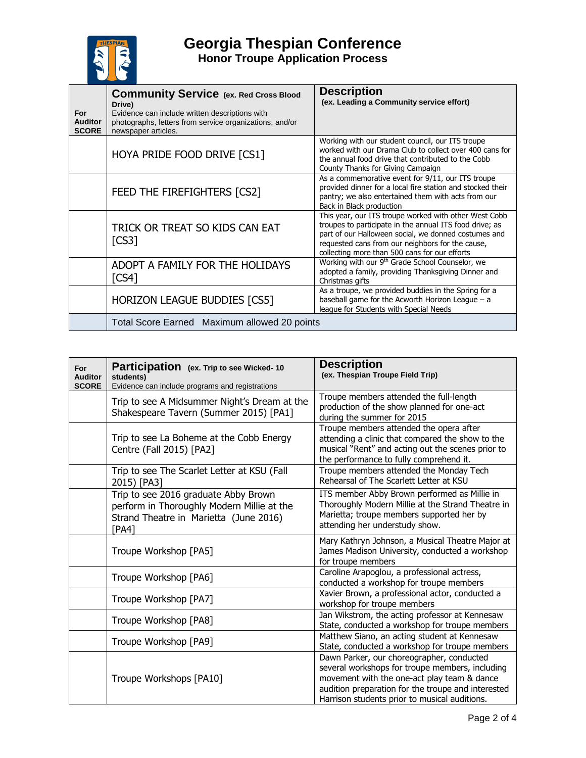# Georgia Thespian Conference

## Honor Troupe Application Process

| For Auditor SCORE | **Community Service** (ex. Red Cross Blood Drive) Evidence can include written descriptions with photographs, letters from service organizations, and/or newspaper articles. | **Description** (ex. Leading a Community service effort) |
|---|---|---|
| | HOYA PRIDE FOOD DRIVE [CS1] | Working with our student council, our ITS troupe worked with our Drama Club to collect over 400 cans for the annual food drive that contributed to the Cobb County Thanks for Giving Campaign |
| | FEED THE FIREFIGHTERS [CS2] | As a commemorative event for 9/11, our ITS troupe provided dinner for a local fire station and stocked their pantry; we also entertained them with acts from our Back in Black production |
| | TRICK OR TREAT SO KIDS CAN EAT [CS3] | This year, our ITS troupe worked with other West Cobb troupes to participate in the annual ITS food drive; as part of our Halloween social, we donned costumes and requested cans from our neighbors for the cause, collecting more than 500 cans for our efforts |
| | ADOPT A FAMILY FOR THE HOLIDAYS [CS4] | Working with our 9th Grade School Counselor, we adopted a family, providing Thanksgiving Dinner and Christmas gifts |
| | HORIZON LEAGUE BUDDIES [CS5] | As a troupe, we provided buddies in the Spring for a baseball game for the Acworth Horizon League – a league for Students with Special Needs |
| | Total Score Earned Maximum allowed 20 points | |

| For Auditor SCORE | **Participation** (ex. Trip to see Wicked- 10 students) Evidence can include programs and registrations | **Description** (ex. Thespian Troupe Field Trip) |
|---|---|---|
| | Trip to see A Midsummer Night's Dream at the Shakespeare Tavern (Summer 2015) [PA1] | Troupe members attended the full-length production of the show planned for one-act during the summer for 2015 |
| | Trip to see La Boheme at the Cobb Energy Centre (Fall 2015) [PA2] | Troupe members attended the opera after attending a clinic that compared the show to the musical "Rent" and acting out the scenes prior to the performance to fully comprehend it. |
| | Trip to see The Scarlet Letter at KSU (Fall 2015) [PA3] | Troupe members attended the Monday Tech Rehearsal of The Scarlet Letter at KSU |
| | Trip to see 2016 graduate Abby Brown perform in Thoroughly Modern Millie at the Strand Theatre in Marietta (June 2016) [PA4] | ITS member Abby Brown performed as Millie in Thoroughly Modern Millie at the Strand Theatre in Marietta; troupe members supported her by attending her understudy show. |
| | Troupe Workshop [PA5] | Mary Kathryn Johnson, a Musical Theatre Major at James Madison University, conducted a workshop for troupe members |
| | Troupe Workshop [PA6] | Caroline Arapoglou, a professional actress, conducted a workshop for troupe members |
| | Troupe Workshop [PA7] | Xavier Brown, a professional actor, conducted a workshop for troupe members |
| | Troupe Workshop [PA8] | Jan Wikstrom, the acting professor at Kennesaw State, conducted a workshop for troupe members |
| | Troupe Workshop [PA9] | Matthew Siano, an acting student at Kennesaw State, conducted a workshop for troupe members |
| | Troupe Workshops [PA10] | Dawn Parker, our choreographer, conducted several workshops for troupe members, including movement with the one-act play team & dance audition preparation for the troupe and interested Harrison students prior to musical auditions. |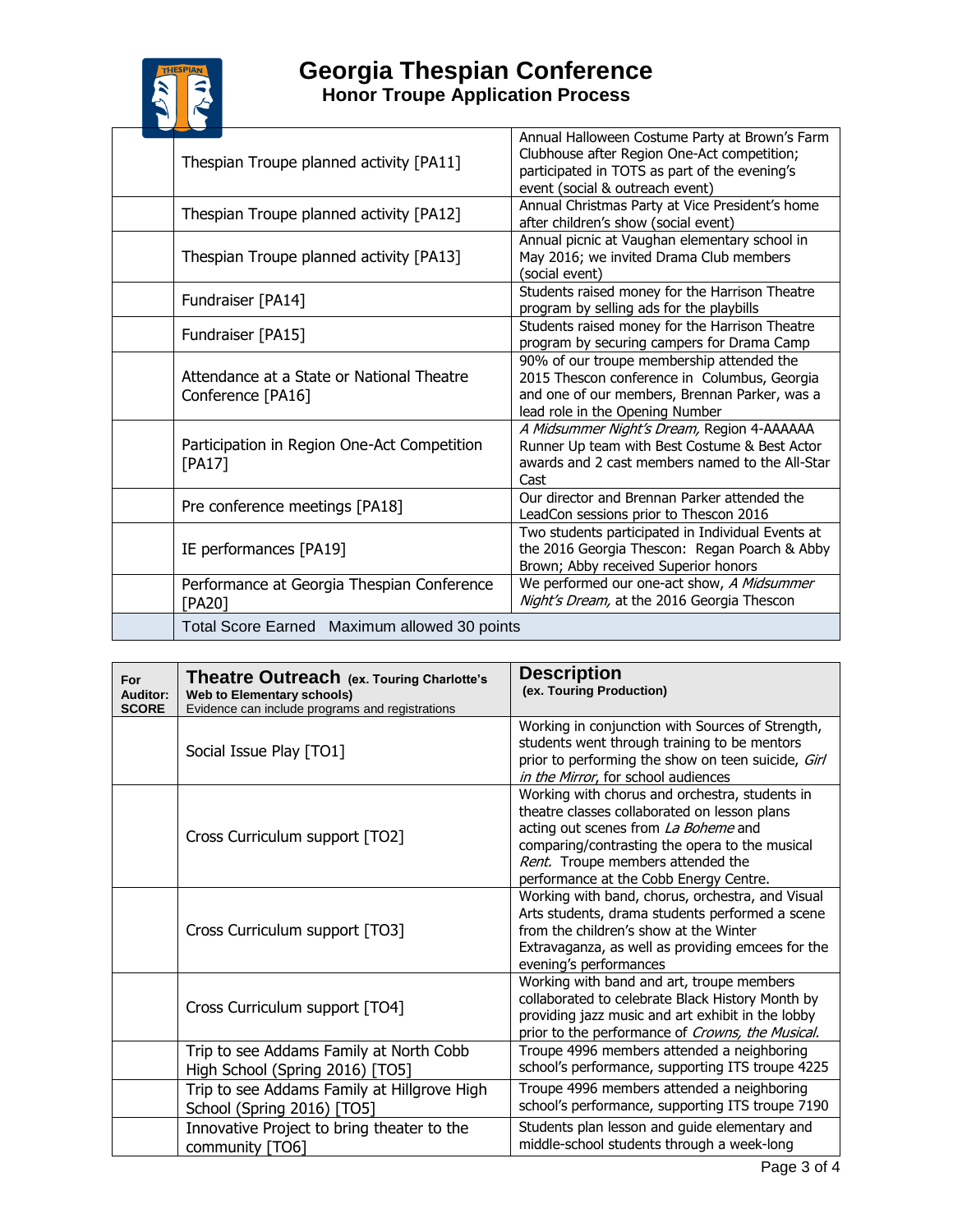# Georgia Thespian Conference
## Honor Troupe Application Process

| | | |
|---|---|---|
| | Thespian Troupe planned activity [PA11] | Annual Halloween Costume Party at Brown's Farm Clubhouse after Region One-Act competition; participated in TOTS as part of the evening's event (social & outreach event) |
| | Thespian Troupe planned activity [PA12] | Annual Christmas Party at Vice President's home after children's show (social event) |
| | Thespian Troupe planned activity [PA13] | Annual picnic at Vaughan elementary school in May 2016; we invited Drama Club members (social event) |
| | Fundraiser [PA14] | Students raised money for the Harrison Theatre program by selling ads for the playbills |
| | Fundraiser [PA15] | Students raised money for the Harrison Theatre program by securing campers for Drama Camp |
| | Attendance at a State or National Theatre Conference [PA16] | 90% of our troupe membership attended the 2015 Thescon conference in Columbus, Georgia and one of our members, Brennan Parker, was a lead role in the Opening Number |
| | Participation in Region One-Act Competition [PA17] | *A Midsummer Night's Dream,* Region 4-AAAAAA Runner Up team with Best Costume & Best Actor awards and 2 cast members named to the All-Star Cast |
| | Pre conference meetings [PA18] | Our director and Brennan Parker attended the LeadCon sessions prior to Thescon 2016 |
| | IE performances [PA19] | Two students participated in Individual Events at the 2016 Georgia Thescon: Regan Poarch & Abby Brown; Abby received Superior honors |
| | Performance at Georgia Thespian Conference [PA20] | We performed our one-act show, *A Midsummer Night's Dream,* at the 2016 Georgia Thescon |
| | Total Score Earned Maximum allowed 30 points | |

| **For Auditor: SCORE** | **Theatre Outreach** (ex. Touring Charlotte's Web to Elementary schools) Evidence can include programs and registrations | **Description** (ex. Touring Production) |
|---|---|---|
| | Social Issue Play [TO1] | Working in conjunction with Sources of Strength, students went through training to be mentors prior to performing the show on teen suicide, *Girl in the Mirror*, for school audiences |
| | Cross Curriculum support [TO2] | Working with chorus and orchestra, students in theatre classes collaborated on lesson plans acting out scenes from *La Boheme* and comparing/contrasting the opera to the musical *Rent.* Troupe members attended the performance at the Cobb Energy Centre. |
| | Cross Curriculum support [TO3] | Working with band, chorus, orchestra, and Visual Arts students, drama students performed a scene from the children's show at the Winter Extravaganza, as well as providing emcees for the evening's performances |
| | Cross Curriculum support [TO4] | Working with band and art, troupe members collaborated to celebrate Black History Month by providing jazz music and art exhibit in the lobby prior to the performance of *Crowns, the Musical.* |
| | Trip to see Addams Family at North Cobb High School (Spring 2016) [TO5] | Troupe 4996 members attended a neighboring school's performance, supporting ITS troupe 4225 |
| | Trip to see Addams Family at Hillgrove High School (Spring 2016) [TO5] | Troupe 4996 members attended a neighboring school's performance, supporting ITS troupe 7190 |
| | Innovative Project to bring theater to the community [TO6] | Students plan lesson and guide elementary and middle-school students through a week-long |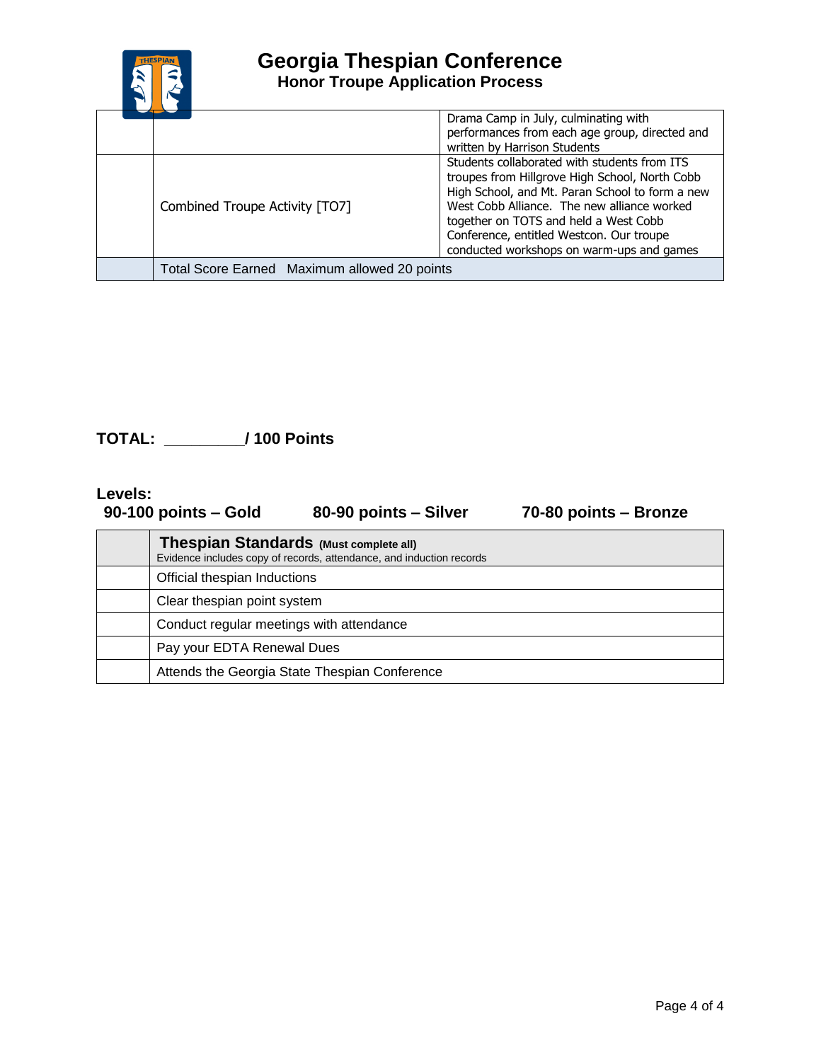| | | |
|---|---|---|
| | | Drama Camp in July, culminating with performances from each age group, directed and written by Harrison Students |
| | Combined Troupe Activity [TO7] | Students collaborated with students from ITS troupes from Hillgrove High School, North Cobb High School, and Mt. Paran School to form a new West Cobb Alliance. The new alliance worked together on TOTS and held a West Cobb Conference, entitled Westcon. Our troupe conducted workshops on warm-ups and games |
| | Total Score Earned Maximum allowed 20 points | |

**TOTAL: _________/ 100 Points**

**Levels:**

**90-100 points – Gold** **80-90 points – Silver** **70-80 points – Bronze**

| | **Thespian Standards** **(Must complete all)** Evidence includes copy of records, attendance, and induction records |
|---|---|
| | Official thespian Inductions |
| | Clear thespian point system |
| | Conduct regular meetings with attendance |
| | Pay your EDTA Renewal Dues |
| | Attends the Georgia State Thespian Conference |